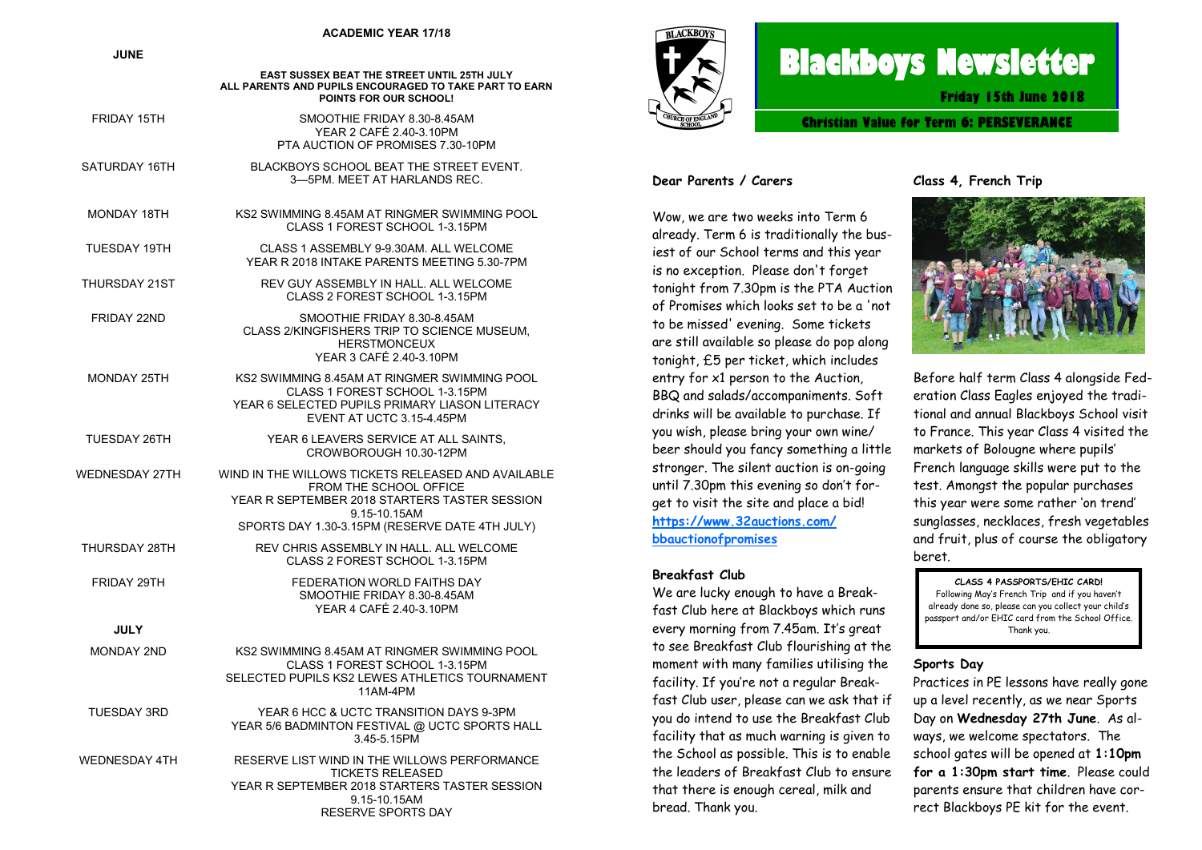## ACADEMIC YEAR 17/18

**JUNE**

**EAST SUSSEX BEAT THE STREET UNTIL 25TH JULY**
**ALL PARENTS AND PUPILS ENCOURAGED TO TAKE PART TO EARN POINTS FOR OUR SCHOOL!**

| Date | Event |
|---|---|
| FRIDAY 15TH | SMOOTHIE FRIDAY 8.30-8.45AM<br>YEAR 2 CAFÉ 2.40-3.10PM<br>PTA AUCTION OF PROMISES 7.30-10PM |
| SATURDAY 16TH | BLACKBOYS SCHOOL BEAT THE STREET EVENT. 3—5PM. MEET AT HARLANDS REC. |
| MONDAY 18TH | KS2 SWIMMING 8.45AM AT RINGMER SWIMMING POOL<br>CLASS 1 FOREST SCHOOL 1-3.15PM |
| TUESDAY 19TH | CLASS 1 ASSEMBLY 9-9.30AM. ALL WELCOME<br>YEAR R 2018 INTAKE PARENTS MEETING 5.30-7PM |
| THURSDAY 21ST | REV GUY ASSEMBLY IN HALL. ALL WELCOME<br>CLASS 2 FOREST SCHOOL 1-3.15PM |
| FRIDAY 22ND | SMOOTHIE FRIDAY 8.30-8.45AM<br>CLASS 2/KINGFISHERS TRIP TO SCIENCE MUSEUM, HERSTMONCEUX<br>YEAR 3 CAFÉ 2.40-3.10PM |
| MONDAY 25TH | KS2 SWIMMING 8.45AM AT RINGMER SWIMMING POOL<br>CLASS 1 FOREST SCHOOL 1-3.15PM<br>YEAR 6 SELECTED PUPILS PRIMARY LIASON LITERACY EVENT AT UCTC 3.15-4.45PM |
| TUESDAY 26TH | YEAR 6 LEAVERS SERVICE AT ALL SAINTS, CROWBOROUGH 10.30-12PM |
| WEDNESDAY 27TH | WIND IN THE WILLOWS TICKETS RELEASED AND AVAILABLE FROM THE SCHOOL OFFICE<br>YEAR R SEPTEMBER 2018 STARTERS TASTER SESSION 9.15-10.15AM<br>SPORTS DAY 1.30-3.15PM (RESERVE DATE 4TH JULY) |
| THURSDAY 28TH | REV CHRIS ASSEMBLY IN HALL. ALL WELCOME<br>CLASS 2 FOREST SCHOOL 1-3.15PM |
| FRIDAY 29TH | FEDERATION WORLD FAITHS DAY<br>SMOOTHIE FRIDAY 8.30-8.45AM<br>YEAR 4 CAFÉ 2.40-3.10PM |

**JULY**

| Date | Event |
|---|---|
| MONDAY 2ND | KS2 SWIMMING 8.45AM AT RINGMER SWIMMING POOL<br>CLASS 1 FOREST SCHOOL 1-3.15PM<br>SELECTED PUPILS KS2 LEWES ATHLETICS TOURNAMENT 11AM-4PM |
| TUESDAY 3RD | YEAR 6 HCC & UCTC TRANSITION DAYS 9-3PM<br>YEAR 5/6 BADMINTON FESTIVAL @ UCTC SPORTS HALL 3.45-5.15PM |
| WEDNESDAY 4TH | RESERVE LIST WIND IN THE WILLOWS PERFORMANCE TICKETS RELEASED<br>YEAR R SEPTEMBER 2018 STARTERS TASTER SESSION 9.15-10.15AM<br>RESERVE SPORTS DAY |

BLACKBOYS CHURCH OF ENGLAND SCHOOL

# Blackboys Newsletter

**Friday 15th June 2018**

**Christian Value for Term 6: PERSEVERANCE**

### Dear Parents / Carers

Wow, we are two weeks into Term 6 already. Term 6 is traditionally the busiest of our School terms and this year is no exception. Please don't forget tonight from 7.30pm is the PTA Auction of Promises which looks set to be a 'not to be missed' evening. Some tickets are still available so please do pop along tonight, £5 per ticket, which includes entry for x1 person to the Auction, BBQ and salads/accompaniments. Soft drinks will be available to purchase. If you wish, please bring your own wine/beer should you fancy something a little stronger. The silent auction is on-going until 7.30pm this evening so don't forget to visit the site and place a bid! https://www.32auctions.com/bbauctionofpromises

### Breakfast Club

We are lucky enough to have a Breakfast Club here at Blackboys which runs every morning from 7.45am. It's great to see Breakfast Club flourishing at the moment with many families utilising the facility. If you're not a regular Breakfast Club user, please can we ask that if you do intend to use the Breakfast Club facility that as much warning is given to the School as possible. This is to enable the leaders of Breakfast Club to ensure that there is enough cereal, milk and bread. Thank you.

### Class 4, French Trip

Before half term Class 4 alongside Federation Class Eagles enjoyed the traditional and annual Blackboys School visit to France. This year Class 4 visited the markets of Bologne where pupils' French language skills were put to the test. Amongst the popular purchases this year were some rather 'on trend' sunglasses, necklaces, fresh vegetables and fruit, plus of course the obligatory beret.

**CLASS 4 PASSPORTS/EHIC CARD!**
Following May's French Trip and if you haven't already done so, please can you collect your child's passport and/or EHIC card from the School Office. Thank you.

### Sports Day

Practices in PE lessons have really gone up a level recently, as we near Sports Day on **Wednesday 27th June**. As always, we welcome spectators. The school gates will be opened at **1:10pm for a 1:30pm start time**. Please could parents ensure that children have correct Blackboys PE kit for the event.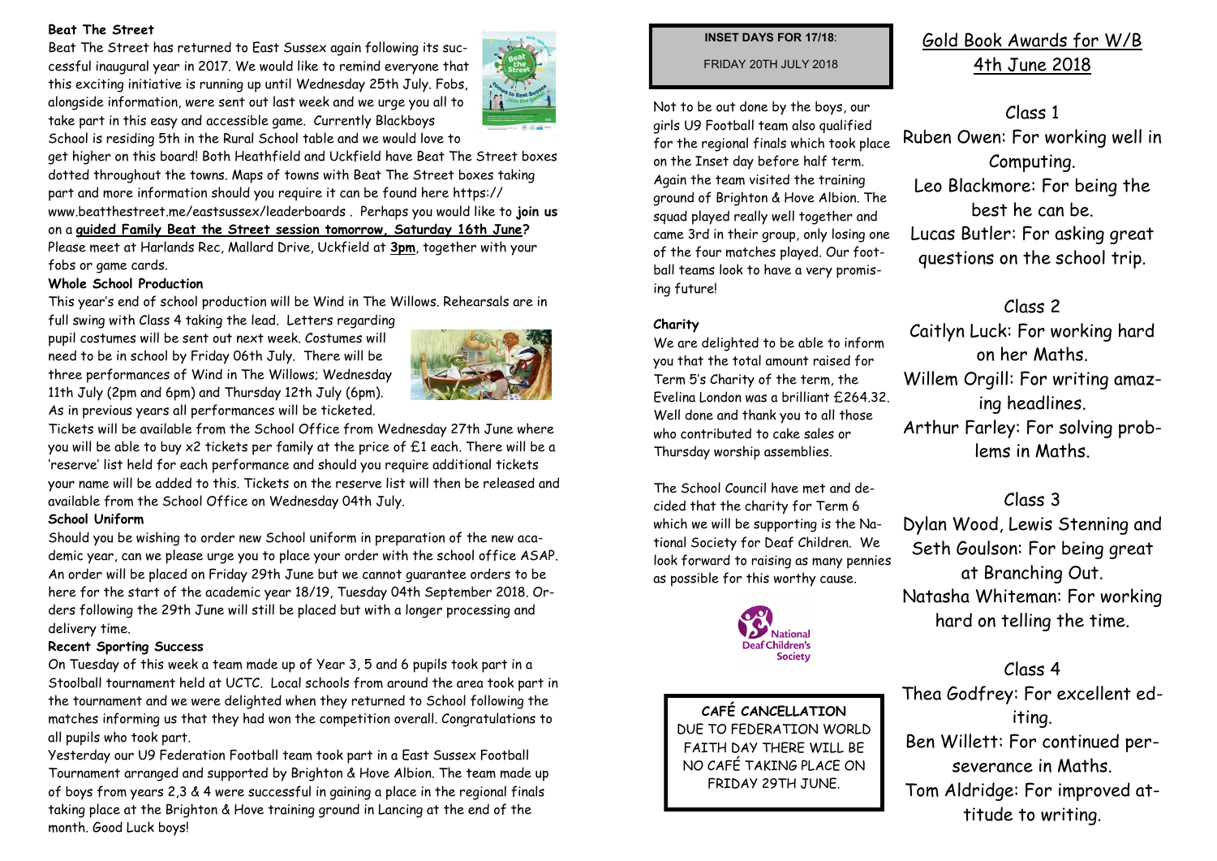### Beat The Street

Beat The Street has returned to East Sussex again following its successful inaugural year in 2017. We would like to remind everyone that this exciting initiative is running up until Wednesday 25th July. Fobs, alongside information, were sent out last week and we urge you all to take part in this easy and accessible game. Currently Blackboys School is residing 5th in the Rural School table and we would love to get higher on this board! Both Heathfield and Uckfield have Beat The Street boxes dotted throughout the towns. Maps of towns with Beat The Street boxes taking part and more information should you require it can be found here https://www.beatthestreet.me/eastsussex/leaderboards . Perhaps you would like to **join us** on a **guided Family Beat the Street session tomorrow, Saturday 16th June?** Please meet at Harlands Rec, Mallard Drive, Uckfield at **3pm**, together with your fobs or game cards.

### Whole School Production

This year's end of school production will be Wind in The Willows. Rehearsals are in full swing with Class 4 taking the lead. Letters regarding pupil costumes will be sent out next week. Costumes will need to be in school by Friday 06th July. There will be three performances of Wind in The Willows; Wednesday 11th July (2pm and 6pm) and Thursday 12th July (6pm). As in previous years all performances will be ticketed. Tickets will be available from the School Office from Wednesday 27th June where you will be able to buy x2 tickets per family at the price of £1 each. There will be a 'reserve' list held for each performance and should you require additional tickets your name will be added to this. Tickets on the reserve list will then be released and available from the School Office on Wednesday 04th July.

### School Uniform

Should you be wishing to order new School uniform in preparation of the new academic year, can we please urge you to place your order with the school office ASAP. An order will be placed on Friday 29th June but we cannot guarantee orders to be here for the start of the academic year 18/19, Tuesday 04th September 2018. Orders following the 29th June will still be placed but with a longer processing and delivery time.

### Recent Sporting Success

On Tuesday of this week a team made up of Year 3, 5 and 6 pupils took part in a Stoolball tournament held at UCTC. Local schools from around the area took part in the tournament and we were delighted when they returned to School following the matches informing us that they had won the competition overall. Congratulations to all pupils who took part.

Yesterday our U9 Federation Football team took part in a East Sussex Football Tournament arranged and supported by Brighton & Hove Albion. The team made up of boys from years 2,3 & 4 were successful in gaining a place in the regional finals taking place at the Brighton & Hove training ground in Lancing at the end of the month. Good Luck boys!

Not to be out done by the boys, our girls U9 Football team also qualified for the regional finals which took place on the Inset day before half term. Again the team visited the training ground of Brighton & Hove Albion. The squad played really well together and came 3rd in their group, only losing one of the four matches played. Our football teams look to have a very promising future!

**INSET DAYS FOR 17/18**:

FRIDAY 20TH JULY 2018

### Charity

We are delighted to be able to inform you that the total amount raised for Term 5's Charity of the term, the Evelina London was a brilliant £264.32. Well done and thank you to all those who contributed to cake sales or Thursday worship assemblies.

The School Council have met and decided that the charity for Term 6 which we will be supporting is the National Society for Deaf Children. We look forward to raising as many pennies as possible for this worthy cause.

**CAFÉ CANCELLATION**
DUE TO FEDERATION WORLD FAITH DAY THERE WILL BE NO CAFÉ TAKING PLACE ON FRIDAY 29TH JUNE.

## Gold Book Awards for W/B 4th June 2018

**Class 1**
Ruben Owen: For working well in Computing.
Leo Blackmore: For being the best he can be.
Lucas Butler: For asking great questions on the school trip.

**Class 2**
Caitlyn Luck: For working hard on her Maths.
Willem Orgill: For writing amazing headlines.
Arthur Farley: For solving problems in Maths.

**Class 3**
Dylan Wood, Lewis Stenning and Seth Goulson: For being great at Branching Out.
Natasha Whiteman: For working hard on telling the time.

**Class 4**
Thea Godfrey: For excellent editing.
Ben Willett: For continued perseverance in Maths.
Tom Aldridge: For improved attitude to writing.